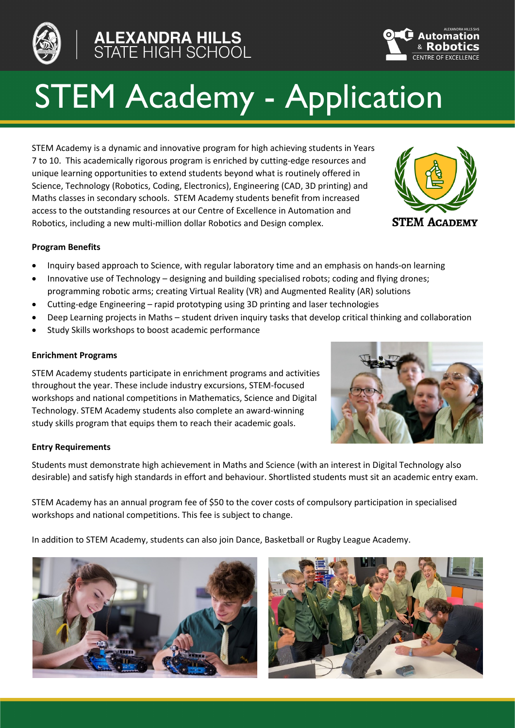ALEXANDRA HILLS STATE HIGH SCHOOL

ALEXANDRA HILLS SHS Automation & Robotics CENTRE OF EXCELLENCE

# STEM Academy - Application

STEM Academy is a dynamic and innovative program for high achieving students in Years 7 to 10. This academically rigorous program is enriched by cutting-edge resources and unique learning opportunities to extend students beyond what is routinely offered in Science, Technology (Robotics, Coding, Electronics), Engineering (CAD, 3D printing) and Maths classes in secondary schools. STEM Academy students benefit from increased access to the outstanding resources at our Centre of Excellence in Automation and Robotics, including a new multi-million dollar Robotics and Design complex.

STEM ACADEMY

**Program Benefits**

- Inquiry based approach to Science, with regular laboratory time and an emphasis on hands-on learning
- Innovative use of Technology – designing and building specialised robots; coding and flying drones; programming robotic arms; creating Virtual Reality (VR) and Augmented Reality (AR) solutions
- Cutting-edge Engineering – rapid prototyping using 3D printing and laser technologies
- Deep Learning projects in Maths – student driven inquiry tasks that develop critical thinking and collaboration
- Study Skills workshops to boost academic performance

**Enrichment Programs**

STEM Academy students participate in enrichment programs and activities throughout the year. These include industry excursions, STEM-focused workshops and national competitions in Mathematics, Science and Digital Technology. STEM Academy students also complete an award-winning study skills program that equips them to reach their academic goals.

**Entry Requirements**

Students must demonstrate high achievement in Maths and Science (with an interest in Digital Technology also desirable) and satisfy high standards in effort and behaviour. Shortlisted students must sit an academic entry exam.

STEM Academy has an annual program fee of $50 to the cover costs of compulsory participation in specialised workshops and national competitions. This fee is subject to change.

In addition to STEM Academy, students can also join Dance, Basketball or Rugby League Academy.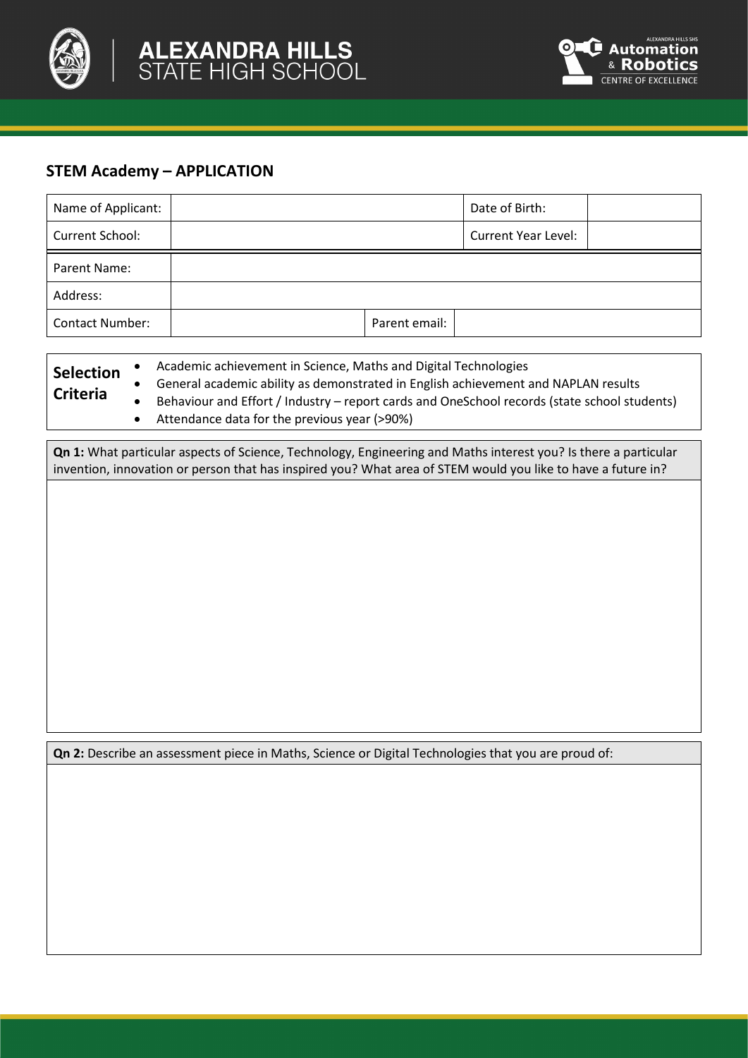## STEM Academy – APPLICATION

| Name of Applicant: | | | Date of Birth: | |
|---|---|---|---|---|
| Current School: | | | Current Year Level: | |
| Parent Name: | | | | |
| Address: | | | | |
| Contact Number: | | Parent email: | | |

**Selection Criteria**

- Academic achievement in Science, Maths and Digital Technologies
- General academic ability as demonstrated in English achievement and NAPLAN results
- Behaviour and Effort / Industry – report cards and OneSchool records (state school students)
- Attendance data for the previous year (>90%)

**Qn 1:** What particular aspects of Science, Technology, Engineering and Maths interest you? Is there a particular invention, innovation or person that has inspired you? What area of STEM would you like to have a future in?

**Qn 2:** Describe an assessment piece in Maths, Science or Digital Technologies that you are proud of: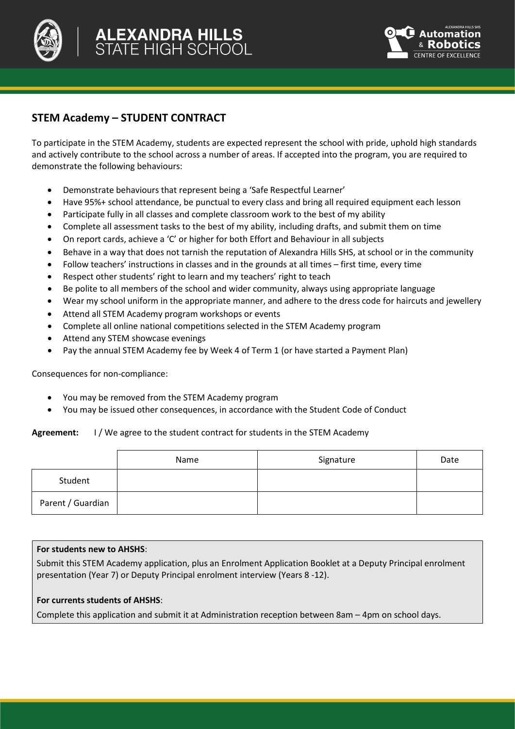## STEM Academy – STUDENT CONTRACT

To participate in the STEM Academy, students are expected represent the school with pride, uphold high standards and actively contribute to the school across a number of areas. If accepted into the program, you are required to demonstrate the following behaviours:

- Demonstrate behaviours that represent being a 'Safe Respectful Learner'
- Have 95%+ school attendance, be punctual to every class and bring all required equipment each lesson
- Participate fully in all classes and complete classroom work to the best of my ability
- Complete all assessment tasks to the best of my ability, including drafts, and submit them on time
- On report cards, achieve a 'C' or higher for both Effort and Behaviour in all subjects
- Behave in a way that does not tarnish the reputation of Alexandra Hills SHS, at school or in the community
- Follow teachers' instructions in classes and in the grounds at all times – first time, every time
- Respect other students' right to learn and my teachers' right to teach
- Be polite to all members of the school and wider community, always using appropriate language
- Wear my school uniform in the appropriate manner, and adhere to the dress code for haircuts and jewellery
- Attend all STEM Academy program workshops or events
- Complete all online national competitions selected in the STEM Academy program
- Attend any STEM showcase evenings
- Pay the annual STEM Academy fee by Week 4 of Term 1 (or have started a Payment Plan)

Consequences for non-compliance:

- You may be removed from the STEM Academy program
- You may be issued other consequences, in accordance with the Student Code of Conduct

**Agreement:** I / We agree to the student contract for students in the STEM Academy

| | Name | Signature | Date |
|---|---|---|---|
| Student | | | |
| Parent / Guardian | | | |

**For students new to AHSHS**:

Submit this STEM Academy application, plus an Enrolment Application Booklet at a Deputy Principal enrolment presentation (Year 7) or Deputy Principal enrolment interview (Years 8 -12).

**For currents students of AHSHS**:

Complete this application and submit it at Administration reception between 8am – 4pm on school days.